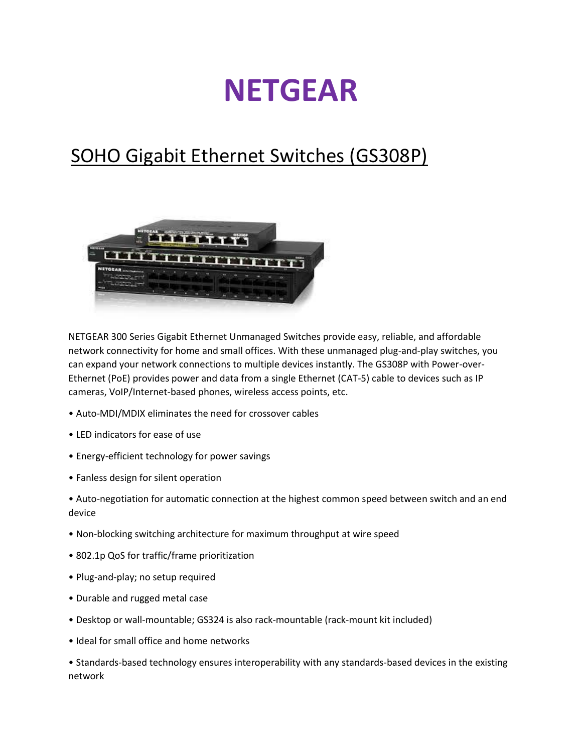# NETGEAR

## SOHO Gigabit Ethernet Switches (GS308P)

NETGEAR 300 Series Gigabit Ethernet Unmanaged Switches provide easy, reliable, and affordable network connectivity for home and small offices. With these unmanaged plug-and-play switches, you can expand your network connections to multiple devices instantly. The GS308P with Power-over-Ethernet (PoE) provides power and data from a single Ethernet (CAT-5) cable to devices such as IP cameras, VoIP/Internet-based phones, wireless access points, etc.

- Auto-MDI/MDIX eliminates the need for crossover cables
- LED indicators for ease of use
- Energy-efficient technology for power savings
- Fanless design for silent operation
- Auto-negotiation for automatic connection at the highest common speed between switch and an end device
- Non-blocking switching architecture for maximum throughput at wire speed
- 802.1p QoS for traffic/frame prioritization
- Plug-and-play; no setup required
- Durable and rugged metal case
- Desktop or wall-mountable; GS324 is also rack-mountable (rack-mount kit included)
- Ideal for small office and home networks
- Standards-based technology ensures interoperability with any standards-based devices in the existing network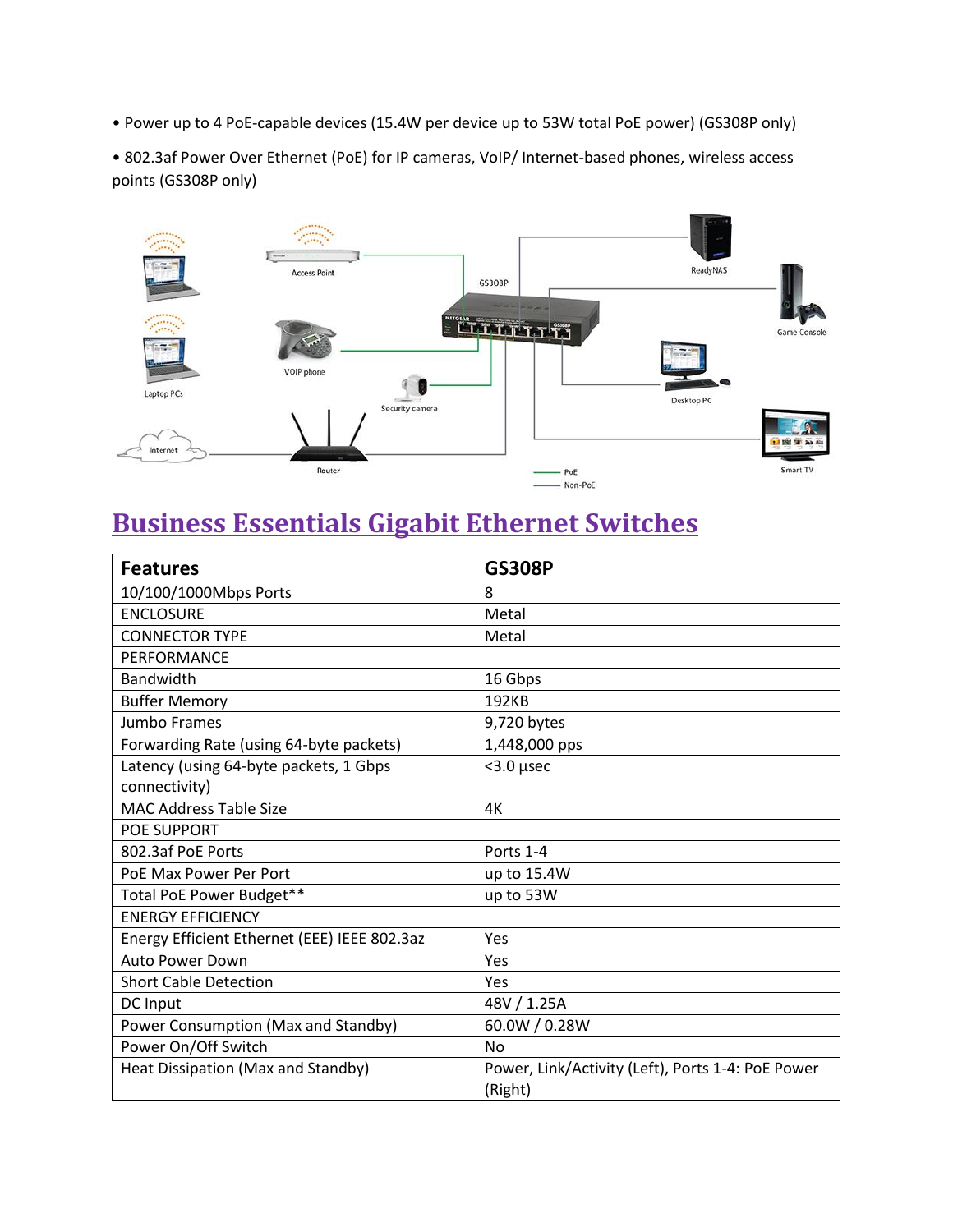• Power up to 4 PoE-capable devices (15.4W per device up to 53W total PoE power) (GS308P only)

• 802.3af Power Over Ethernet (PoE) for IP cameras, VoIP/ Internet-based phones, wireless access points (GS308P only)

Access Point

ReadyNAS

GS308P

Game Console

Laptop PCs

VOIP phone

Security camera

Desktop PC

Internet

Router

Smart TV

PoE

Non-PoE

## Business Essentials Gigabit Ethernet Switches

| Features | GS308P |
|---|---|
| 10/100/1000Mbps Ports | 8 |
| ENCLOSURE | Metal |
| CONNECTOR TYPE | Metal |
| PERFORMANCE | |
| Bandwidth | 16 Gbps |
| Buffer Memory | 192KB |
| Jumbo Frames | 9,720 bytes |
| Forwarding Rate (using 64-byte packets) | 1,448,000 pps |
| Latency (using 64-byte packets, 1 Gbps connectivity) | <3.0 µsec |
| MAC Address Table Size | 4K |
| POE SUPPORT | |
| 802.3af PoE Ports | Ports 1-4 |
| PoE Max Power Per Port | up to 15.4W |
| Total PoE Power Budget** | up to 53W |
| ENERGY EFFICIENCY | |
| Energy Efficient Ethernet (EEE) IEEE 802.3az | Yes |
| Auto Power Down | Yes |
| Short Cable Detection | Yes |
| DC Input | 48V / 1.25A |
| Power Consumption (Max and Standby) | 60.0W / 0.28W |
| Power On/Off Switch | No |
| Heat Dissipation (Max and Standby) | Power, Link/Activity (Left), Ports 1-4: PoE Power (Right) |